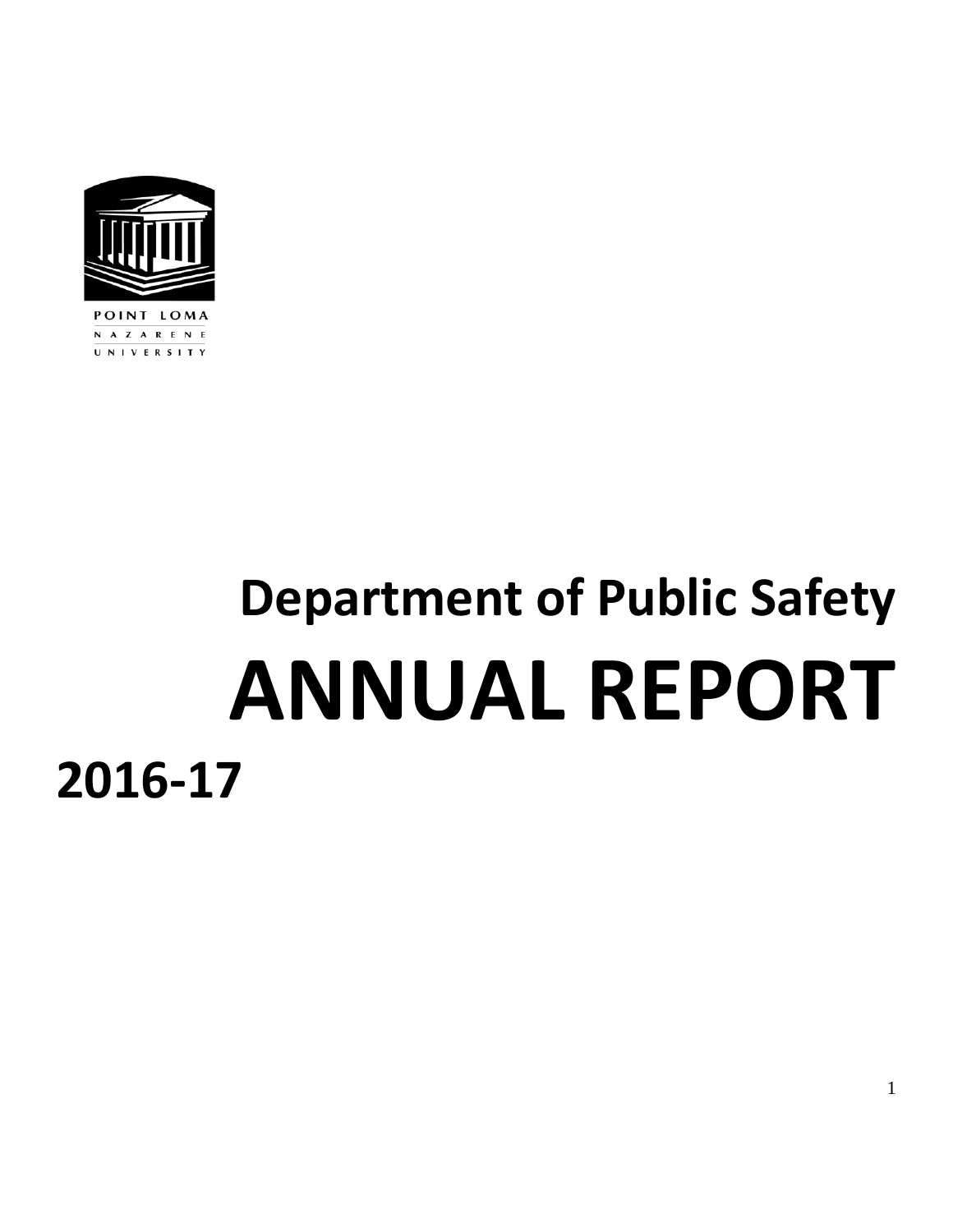POINT LOMA
NAZARENE
UNIVERSITY

# Department of Public Safety

# ANNUAL REPORT

# 2016-17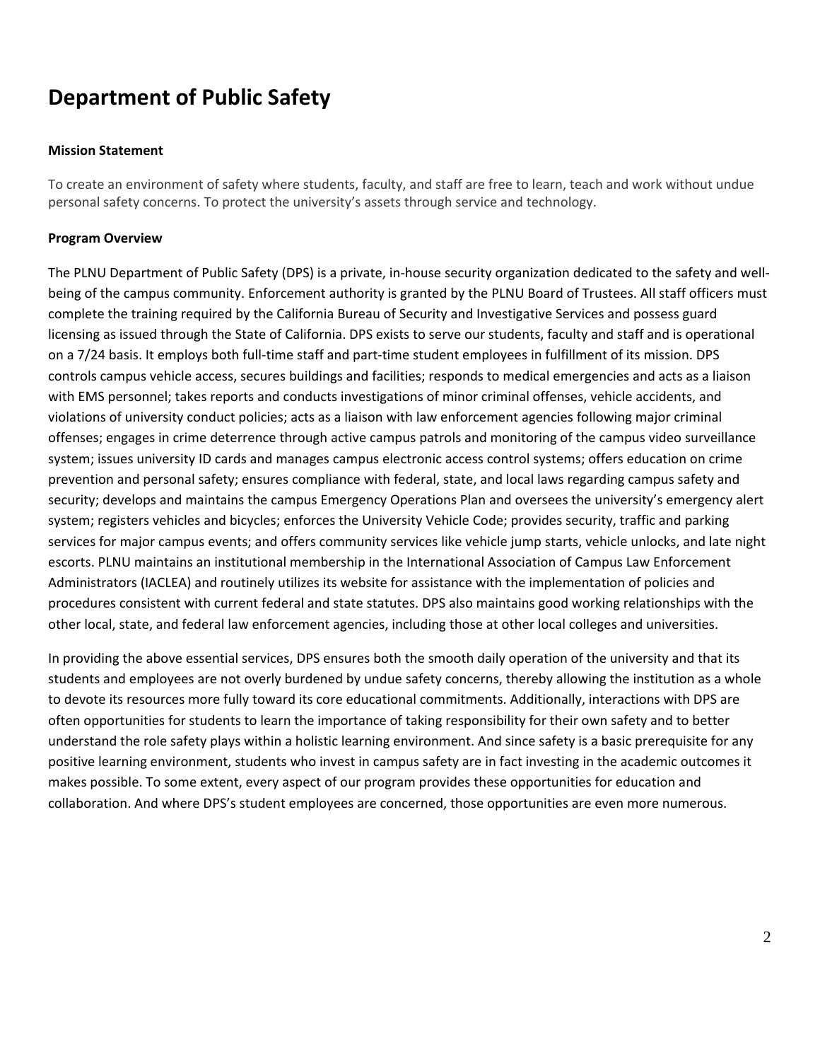# Department of Public Safety

**Mission Statement**

To create an environment of safety where students, faculty, and staff are free to learn, teach and work without undue personal safety concerns. To protect the university's assets through service and technology.

**Program Overview**

The PLNU Department of Public Safety (DPS) is a private, in-house security organization dedicated to the safety and well-being of the campus community. Enforcement authority is granted by the PLNU Board of Trustees. All staff officers must complete the training required by the California Bureau of Security and Investigative Services and possess guard licensing as issued through the State of California. DPS exists to serve our students, faculty and staff and is operational on a 7/24 basis. It employs both full-time staff and part-time student employees in fulfillment of its mission. DPS controls campus vehicle access, secures buildings and facilities; responds to medical emergencies and acts as a liaison with EMS personnel; takes reports and conducts investigations of minor criminal offenses, vehicle accidents, and violations of university conduct policies; acts as a liaison with law enforcement agencies following major criminal offenses; engages in crime deterrence through active campus patrols and monitoring of the campus video surveillance system; issues university ID cards and manages campus electronic access control systems; offers education on crime prevention and personal safety; ensures compliance with federal, state, and local laws regarding campus safety and security; develops and maintains the campus Emergency Operations Plan and oversees the university's emergency alert system; registers vehicles and bicycles; enforces the University Vehicle Code; provides security, traffic and parking services for major campus events; and offers community services like vehicle jump starts, vehicle unlocks, and late night escorts. PLNU maintains an institutional membership in the International Association of Campus Law Enforcement Administrators (IACLEA) and routinely utilizes its website for assistance with the implementation of policies and procedures consistent with current federal and state statutes. DPS also maintains good working relationships with the other local, state, and federal law enforcement agencies, including those at other local colleges and universities.

In providing the above essential services, DPS ensures both the smooth daily operation of the university and that its students and employees are not overly burdened by undue safety concerns, thereby allowing the institution as a whole to devote its resources more fully toward its core educational commitments. Additionally, interactions with DPS are often opportunities for students to learn the importance of taking responsibility for their own safety and to better understand the role safety plays within a holistic learning environment. And since safety is a basic prerequisite for any positive learning environment, students who invest in campus safety are in fact investing in the academic outcomes it makes possible. To some extent, every aspect of our program provides these opportunities for education and collaboration. And where DPS's student employees are concerned, those opportunities are even more numerous.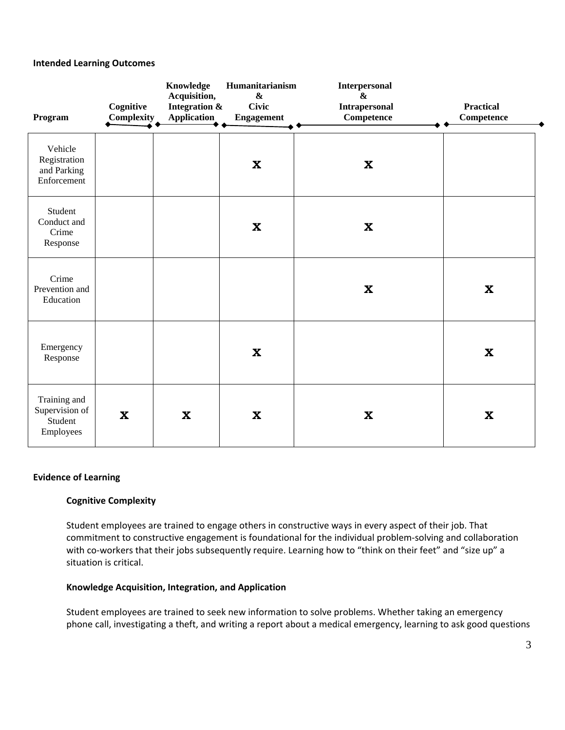**Intended Learning Outcomes**

| Program | Cognitive Complexity | Knowledge Acquisition, Integration & Application | Humanitarianism & Civic Engagement | Interpersonal & Intrapersonal Competence | Practical Competence |
|---|---|---|---|---|---|
| Vehicle Registration and Parking Enforcement | | | X | X | |
| Student Conduct and Crime Response | | | X | X | |
| Crime Prevention and Education | | | | X | X |
| Emergency Response | | | X | | X |
| Training and Supervision of Student Employees | X | X | X | X | X |

**Evidence of Learning**

**Cognitive Complexity**

Student employees are trained to engage others in constructive ways in every aspect of their job. That commitment to constructive engagement is foundational for the individual problem-solving and collaboration with co-workers that their jobs subsequently require. Learning how to "think on their feet" and "size up" a situation is critical.

**Knowledge Acquisition, Integration, and Application**

Student employees are trained to seek new information to solve problems. Whether taking an emergency phone call, investigating a theft, and writing a report about a medical emergency, learning to ask good questions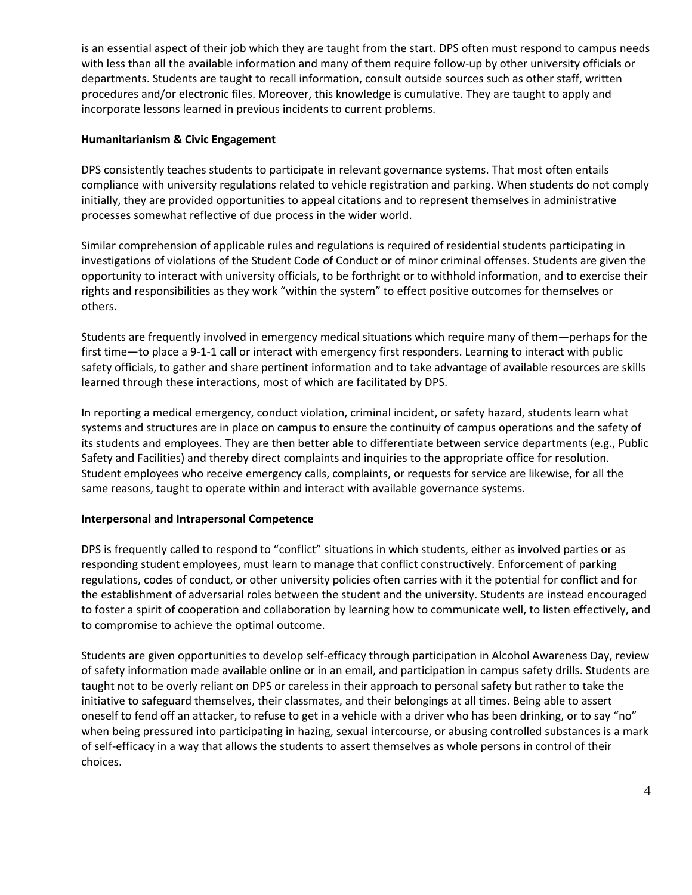is an essential aspect of their job which they are taught from the start. DPS often must respond to campus needs with less than all the available information and many of them require follow-up by other university officials or departments. Students are taught to recall information, consult outside sources such as other staff, written procedures and/or electronic files. Moreover, this knowledge is cumulative. They are taught to apply and incorporate lessons learned in previous incidents to current problems.

**Humanitarianism & Civic Engagement**

DPS consistently teaches students to participate in relevant governance systems. That most often entails compliance with university regulations related to vehicle registration and parking. When students do not comply initially, they are provided opportunities to appeal citations and to represent themselves in administrative processes somewhat reflective of due process in the wider world.

Similar comprehension of applicable rules and regulations is required of residential students participating in investigations of violations of the Student Code of Conduct or of minor criminal offenses. Students are given the opportunity to interact with university officials, to be forthright or to withhold information, and to exercise their rights and responsibilities as they work "within the system" to effect positive outcomes for themselves or others.

Students are frequently involved in emergency medical situations which require many of them—perhaps for the first time—to place a 9-1-1 call or interact with emergency first responders. Learning to interact with public safety officials, to gather and share pertinent information and to take advantage of available resources are skills learned through these interactions, most of which are facilitated by DPS.

In reporting a medical emergency, conduct violation, criminal incident, or safety hazard, students learn what systems and structures are in place on campus to ensure the continuity of campus operations and the safety of its students and employees. They are then better able to differentiate between service departments (e.g., Public Safety and Facilities) and thereby direct complaints and inquiries to the appropriate office for resolution. Student employees who receive emergency calls, complaints, or requests for service are likewise, for all the same reasons, taught to operate within and interact with available governance systems.

**Interpersonal and Intrapersonal Competence**

DPS is frequently called to respond to "conflict" situations in which students, either as involved parties or as responding student employees, must learn to manage that conflict constructively. Enforcement of parking regulations, codes of conduct, or other university policies often carries with it the potential for conflict and for the establishment of adversarial roles between the student and the university. Students are instead encouraged to foster a spirit of cooperation and collaboration by learning how to communicate well, to listen effectively, and to compromise to achieve the optimal outcome.

Students are given opportunities to develop self-efficacy through participation in Alcohol Awareness Day, review of safety information made available online or in an email, and participation in campus safety drills. Students are taught not to be overly reliant on DPS or careless in their approach to personal safety but rather to take the initiative to safeguard themselves, their classmates, and their belongings at all times. Being able to assert oneself to fend off an attacker, to refuse to get in a vehicle with a driver who has been drinking, or to say "no" when being pressured into participating in hazing, sexual intercourse, or abusing controlled substances is a mark of self-efficacy in a way that allows the students to assert themselves as whole persons in control of their choices.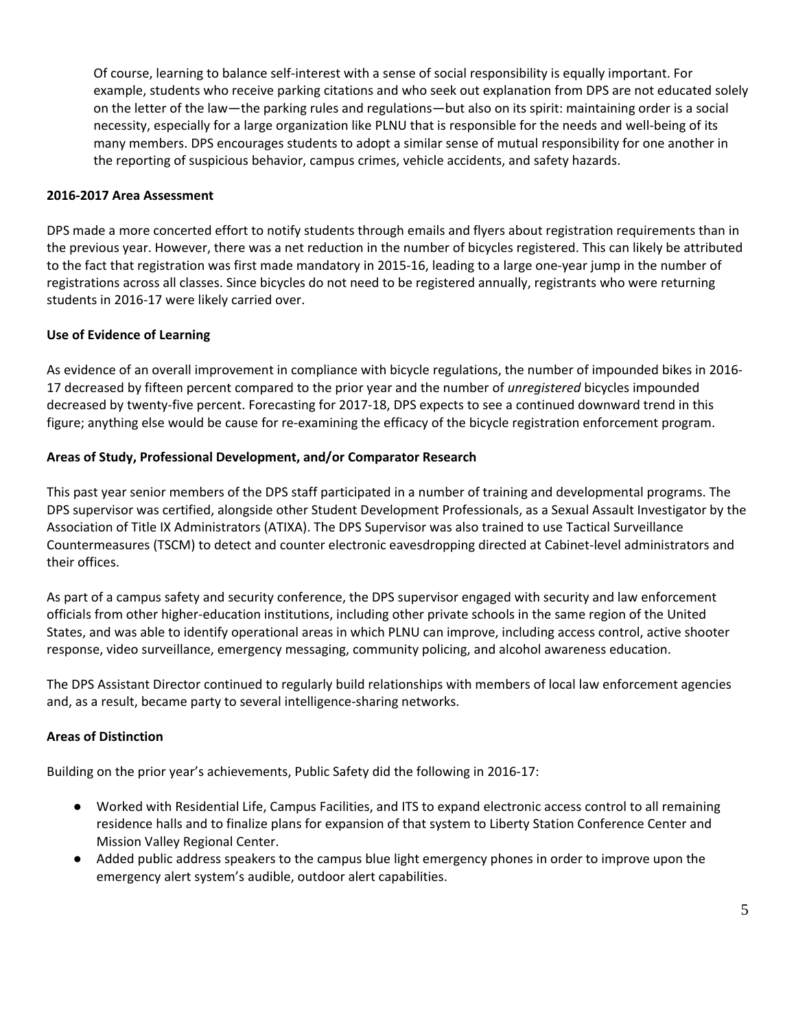Of course, learning to balance self-interest with a sense of social responsibility is equally important. For example, students who receive parking citations and who seek out explanation from DPS are not educated solely on the letter of the law—the parking rules and regulations—but also on its spirit: maintaining order is a social necessity, especially for a large organization like PLNU that is responsible for the needs and well-being of its many members. DPS encourages students to adopt a similar sense of mutual responsibility for one another in the reporting of suspicious behavior, campus crimes, vehicle accidents, and safety hazards.

**2016-2017 Area Assessment**

DPS made a more concerted effort to notify students through emails and flyers about registration requirements than in the previous year. However, there was a net reduction in the number of bicycles registered. This can likely be attributed to the fact that registration was first made mandatory in 2015-16, leading to a large one-year jump in the number of registrations across all classes. Since bicycles do not need to be registered annually, registrants who were returning students in 2016-17 were likely carried over.

**Use of Evidence of Learning**

As evidence of an overall improvement in compliance with bicycle regulations, the number of impounded bikes in 2016-17 decreased by fifteen percent compared to the prior year and the number of *unregistered* bicycles impounded decreased by twenty-five percent. Forecasting for 2017-18, DPS expects to see a continued downward trend in this figure; anything else would be cause for re-examining the efficacy of the bicycle registration enforcement program.

**Areas of Study, Professional Development, and/or Comparator Research**

This past year senior members of the DPS staff participated in a number of training and developmental programs. The DPS supervisor was certified, alongside other Student Development Professionals, as a Sexual Assault Investigator by the Association of Title IX Administrators (ATIXA). The DPS Supervisor was also trained to use Tactical Surveillance Countermeasures (TSCM) to detect and counter electronic eavesdropping directed at Cabinet-level administrators and their offices.

As part of a campus safety and security conference, the DPS supervisor engaged with security and law enforcement officials from other higher-education institutions, including other private schools in the same region of the United States, and was able to identify operational areas in which PLNU can improve, including access control, active shooter response, video surveillance, emergency messaging, community policing, and alcohol awareness education.

The DPS Assistant Director continued to regularly build relationships with members of local law enforcement agencies and, as a result, became party to several intelligence-sharing networks.

**Areas of Distinction**

Building on the prior year's achievements, Public Safety did the following in 2016-17:

- Worked with Residential Life, Campus Facilities, and ITS to expand electronic access control to all remaining residence halls and to finalize plans for expansion of that system to Liberty Station Conference Center and Mission Valley Regional Center.
- Added public address speakers to the campus blue light emergency phones in order to improve upon the emergency alert system's audible, outdoor alert capabilities.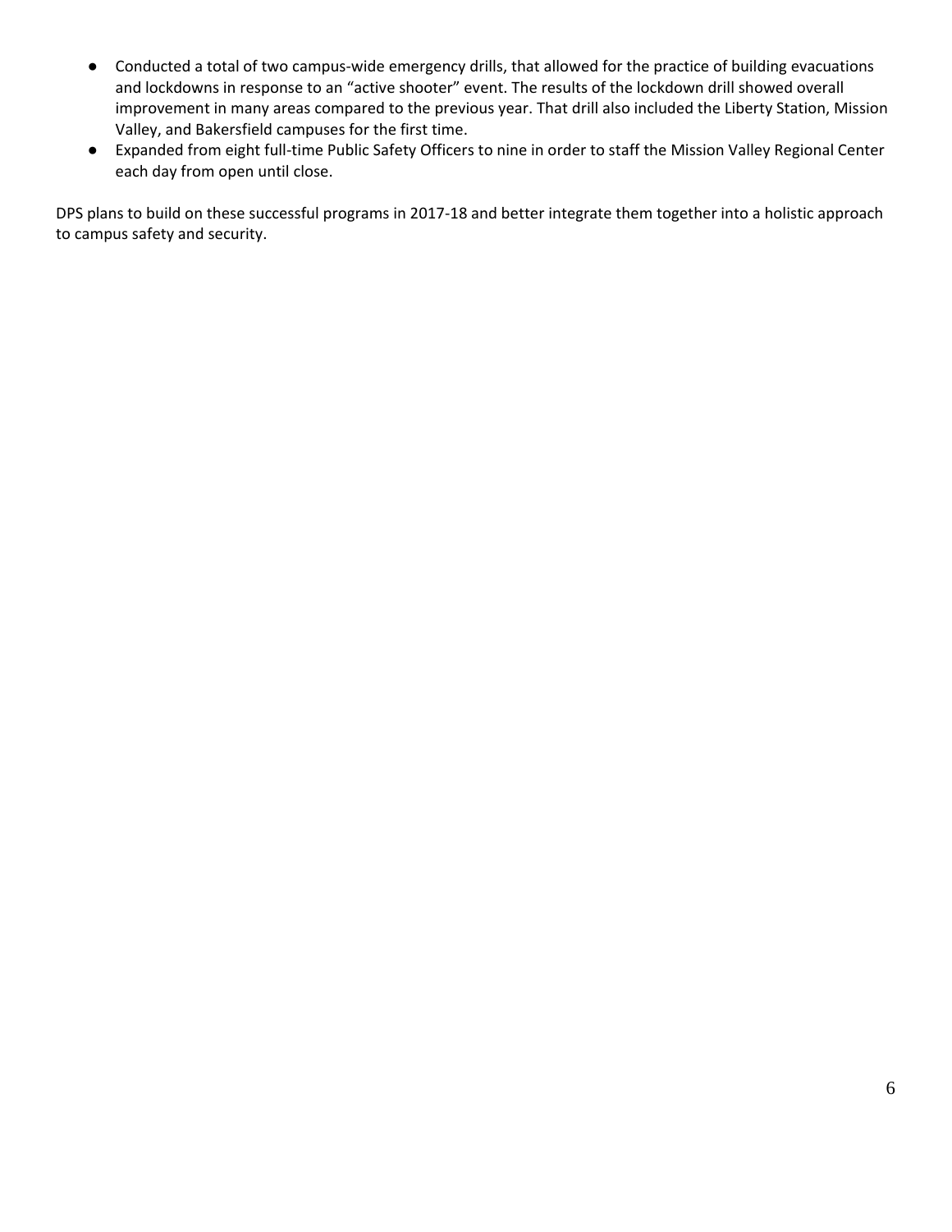- Conducted a total of two campus-wide emergency drills, that allowed for the practice of building evacuations and lockdowns in response to an “active shooter” event. The results of the lockdown drill showed overall improvement in many areas compared to the previous year. That drill also included the Liberty Station, Mission Valley, and Bakersfield campuses for the first time.
- Expanded from eight full-time Public Safety Officers to nine in order to staff the Mission Valley Regional Center each day from open until close.

DPS plans to build on these successful programs in 2017-18 and better integrate them together into a holistic approach to campus safety and security.